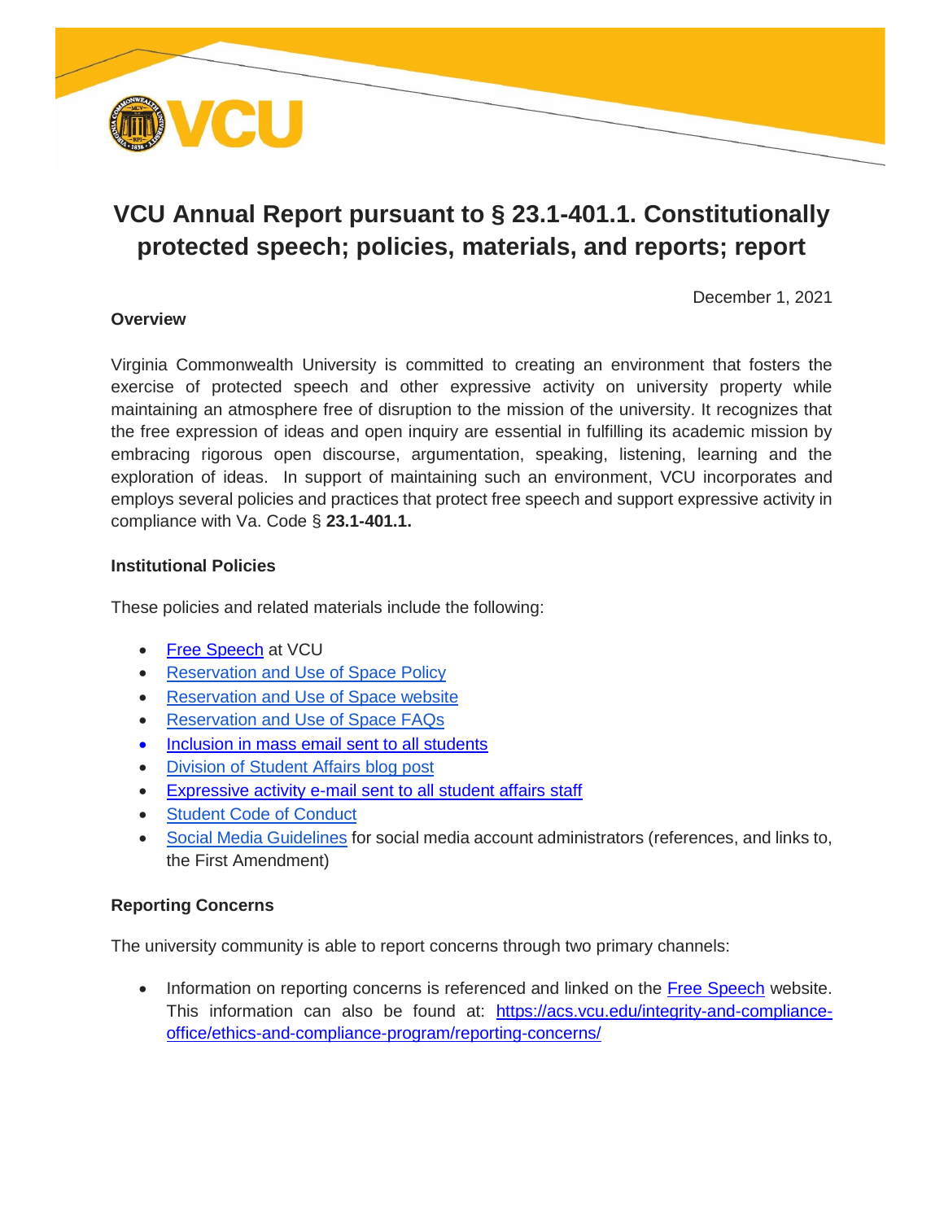# VCU Annual Report pursuant to § 23.1-401.1. Constitutionally protected speech; policies, materials, and reports; report

December 1, 2021

**Overview**

Virginia Commonwealth University is committed to creating an environment that fosters the exercise of protected speech and other expressive activity on university property while maintaining an atmosphere free of disruption to the mission of the university. It recognizes that the free expression of ideas and open inquiry are essential in fulfilling its academic mission by embracing rigorous open discourse, argumentation, speaking, listening, learning and the exploration of ideas. In support of maintaining such an environment, VCU incorporates and employs several policies and practices that protect free speech and support expressive activity in compliance with Va. Code § **23.1-401.1.**

**Institutional Policies**

These policies and related materials include the following:

- Free Speech at VCU
- Reservation and Use of Space Policy
- Reservation and Use of Space website
- Reservation and Use of Space FAQs
- Inclusion in mass email sent to all students
- Division of Student Affairs blog post
- Expressive activity e-mail sent to all student affairs staff
- Student Code of Conduct
- Social Media Guidelines for social media account administrators (references, and links to, the First Amendment)

**Reporting Concerns**

The university community is able to report concerns through two primary channels:

- Information on reporting concerns is referenced and linked on the Free Speech website. This information can also be found at: https://acs.vcu.edu/integrity-and-compliance-office/ethics-and-compliance-program/reporting-concerns/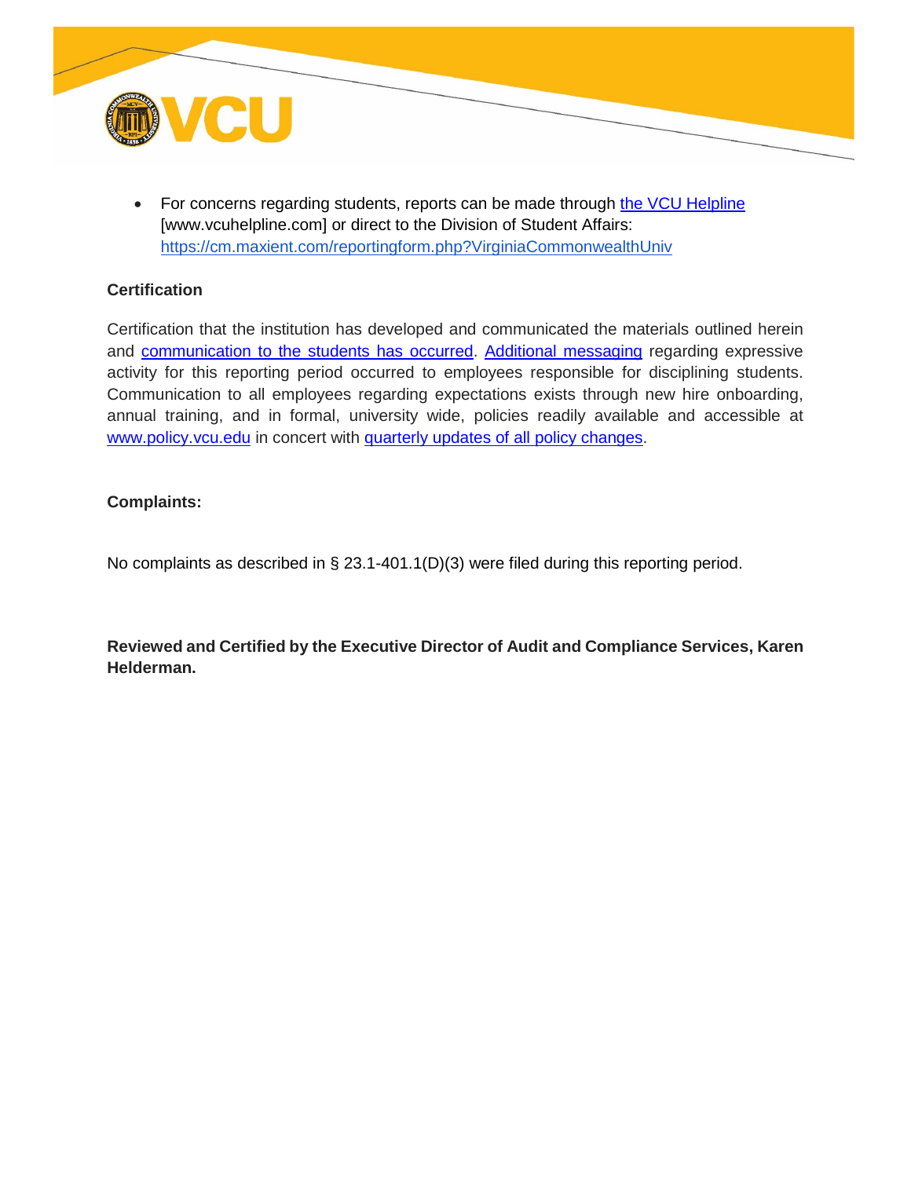- For concerns regarding students, reports can be made through [the VCU Helpline] [www.vcuhelpline.com] or direct to the Division of Student Affairs: https://cm.maxient.com/reportingform.php?VirginiaCommonwealthUniv

**Certification**

Certification that the institution has developed and communicated the materials outlined herein and communication to the students has occurred. Additional messaging regarding expressive activity for this reporting period occurred to employees responsible for disciplining students. Communication to all employees regarding expectations exists through new hire onboarding, annual training, and in formal, university wide, policies readily available and accessible at www.policy.vcu.edu in concert with quarterly updates of all policy changes.

**Complaints:**

No complaints as described in § 23.1-401.1(D)(3) were filed during this reporting period.

**Reviewed and Certified by the Executive Director of Audit and Compliance Services, Karen Helderman.**